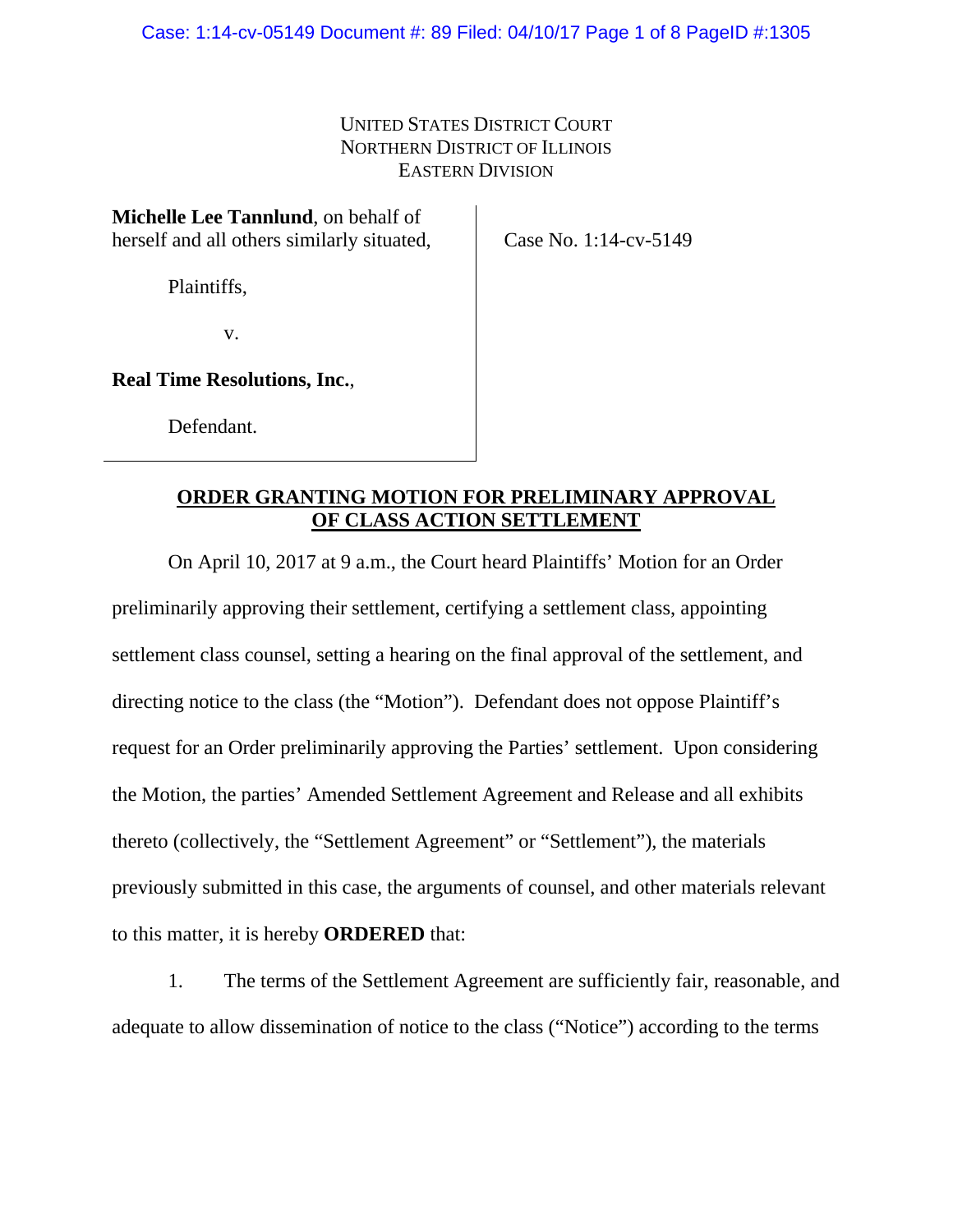UNITED STATES DISTRICT COURT
NORTHERN DISTRICT OF ILLINOIS
EASTERN DIVISION

**Michelle Lee Tannlund**, on behalf of herself and all others similarly situated,

Plaintiffs,

v.

**Real Time Resolutions, Inc.**,

Defendant.

Case No. 1:14-cv-5149

**ORDER GRANTING MOTION FOR PRELIMINARY APPROVAL OF CLASS ACTION SETTLEMENT**

On April 10, 2017 at 9 a.m., the Court heard Plaintiffs' Motion for an Order preliminarily approving their settlement, certifying a settlement class, appointing settlement class counsel, setting a hearing on the final approval of the settlement, and directing notice to the class (the "Motion"). Defendant does not oppose Plaintiff's request for an Order preliminarily approving the Parties' settlement. Upon considering the Motion, the parties' Amended Settlement Agreement and Release and all exhibits thereto (collectively, the "Settlement Agreement" or "Settlement"), the materials previously submitted in this case, the arguments of counsel, and other materials relevant to this matter, it is hereby **ORDERED** that:

1. The terms of the Settlement Agreement are sufficiently fair, reasonable, and adequate to allow dissemination of notice to the class ("Notice") according to the terms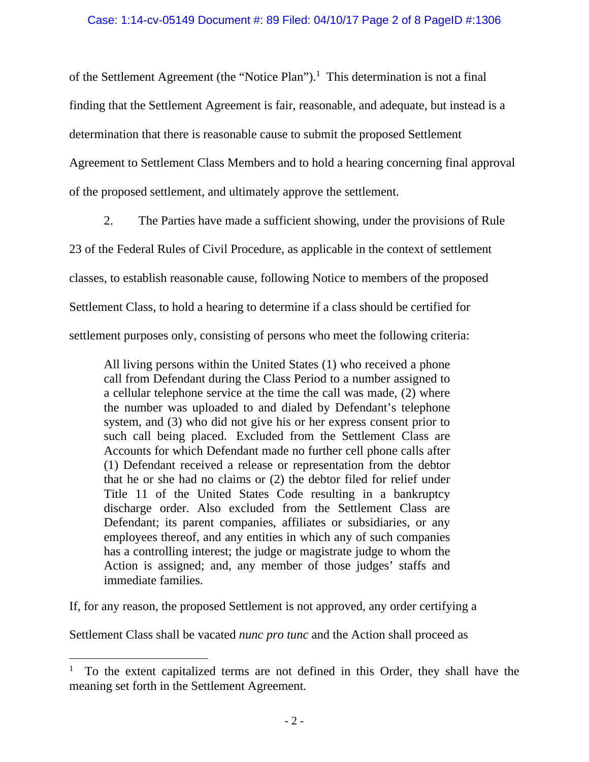of the Settlement Agreement (the "Notice Plan").[1] This determination is not a final finding that the Settlement Agreement is fair, reasonable, and adequate, but instead is a determination that there is reasonable cause to submit the proposed Settlement Agreement to Settlement Class Members and to hold a hearing concerning final approval of the proposed settlement, and ultimately approve the settlement.

2. The Parties have made a sufficient showing, under the provisions of Rule 23 of the Federal Rules of Civil Procedure, as applicable in the context of settlement classes, to establish reasonable cause, following Notice to members of the proposed Settlement Class, to hold a hearing to determine if a class should be certified for settlement purposes only, consisting of persons who meet the following criteria:

> All living persons within the United States (1) who received a phone call from Defendant during the Class Period to a number assigned to a cellular telephone service at the time the call was made, (2) where the number was uploaded to and dialed by Defendant's telephone system, and (3) who did not give his or her express consent prior to such call being placed. Excluded from the Settlement Class are Accounts for which Defendant made no further cell phone calls after (1) Defendant received a release or representation from the debtor that he or she had no claims or (2) the debtor filed for relief under Title 11 of the United States Code resulting in a bankruptcy discharge order. Also excluded from the Settlement Class are Defendant; its parent companies, affiliates or subsidiaries, or any employees thereof, and any entities in which any of such companies has a controlling interest; the judge or magistrate judge to whom the Action is assigned; and, any member of those judges' staffs and immediate families.

If, for any reason, the proposed Settlement is not approved, any order certifying a Settlement Class shall be vacated *nunc pro tunc* and the Action shall proceed as

---

[1] To the extent capitalized terms are not defined in this Order, they shall have the meaning set forth in the Settlement Agreement.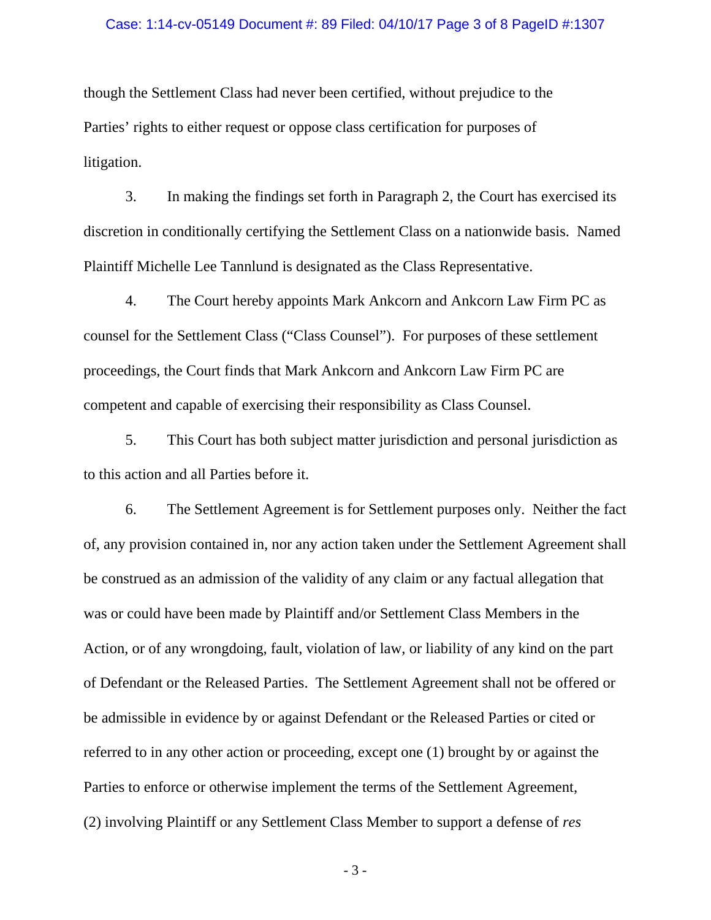though the Settlement Class had never been certified, without prejudice to the Parties' rights to either request or oppose class certification for purposes of litigation.

3. In making the findings set forth in Paragraph 2, the Court has exercised its discretion in conditionally certifying the Settlement Class on a nationwide basis. Named Plaintiff Michelle Lee Tannlund is designated as the Class Representative.

4. The Court hereby appoints Mark Ankcorn and Ankcorn Law Firm PC as counsel for the Settlement Class ("Class Counsel"). For purposes of these settlement proceedings, the Court finds that Mark Ankcorn and Ankcorn Law Firm PC are competent and capable of exercising their responsibility as Class Counsel.

5. This Court has both subject matter jurisdiction and personal jurisdiction as to this action and all Parties before it.

6. The Settlement Agreement is for Settlement purposes only. Neither the fact of, any provision contained in, nor any action taken under the Settlement Agreement shall be construed as an admission of the validity of any claim or any factual allegation that was or could have been made by Plaintiff and/or Settlement Class Members in the Action, or of any wrongdoing, fault, violation of law, or liability of any kind on the part of Defendant or the Released Parties. The Settlement Agreement shall not be offered or be admissible in evidence by or against Defendant or the Released Parties or cited or referred to in any other action or proceeding, except one (1) brought by or against the Parties to enforce or otherwise implement the terms of the Settlement Agreement, (2) involving Plaintiff or any Settlement Class Member to support a defense of *res*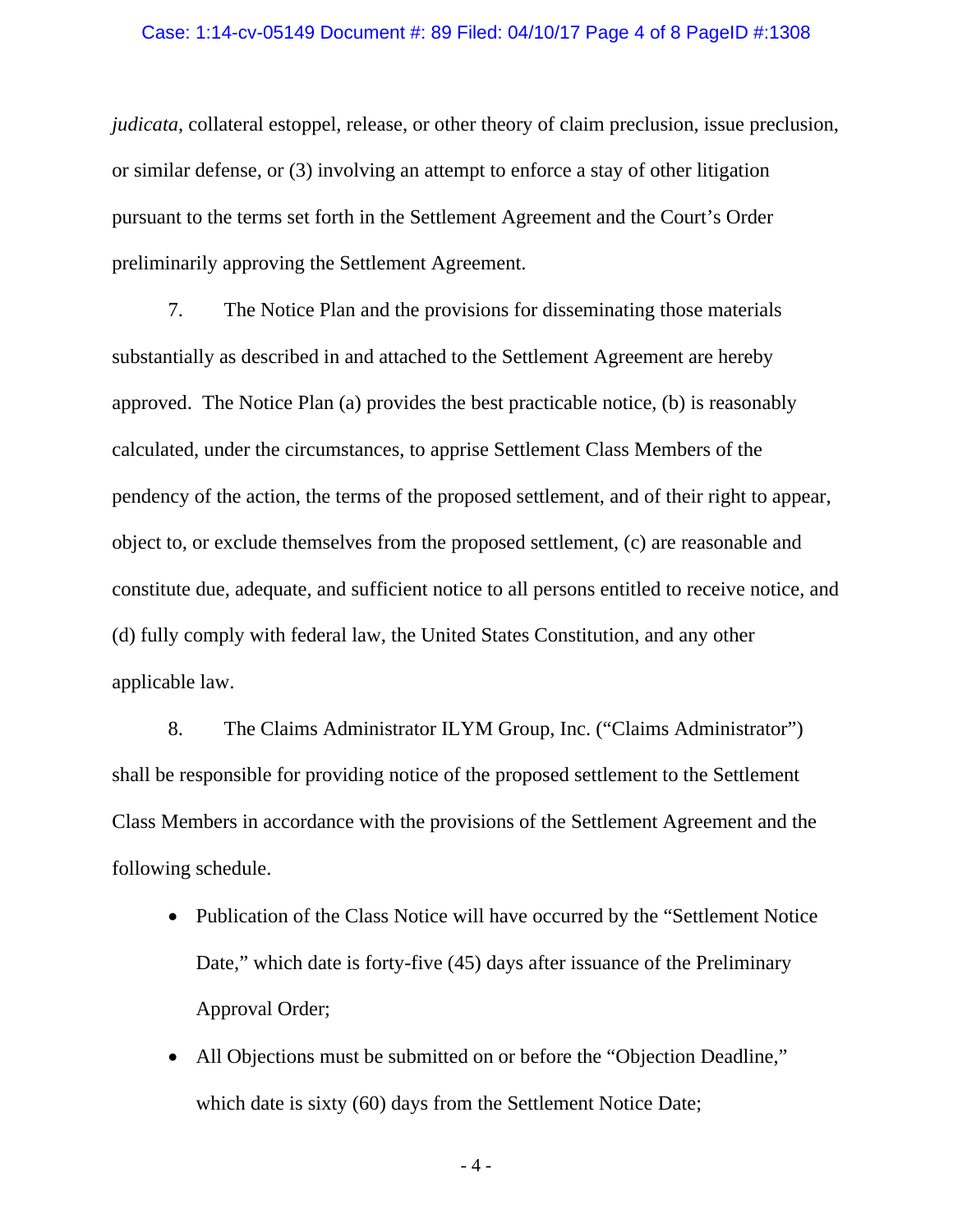*judicata*, collateral estoppel, release, or other theory of claim preclusion, issue preclusion, or similar defense, or (3) involving an attempt to enforce a stay of other litigation pursuant to the terms set forth in the Settlement Agreement and the Court's Order preliminarily approving the Settlement Agreement.

7. The Notice Plan and the provisions for disseminating those materials substantially as described in and attached to the Settlement Agreement are hereby approved. The Notice Plan (a) provides the best practicable notice, (b) is reasonably calculated, under the circumstances, to apprise Settlement Class Members of the pendency of the action, the terms of the proposed settlement, and of their right to appear, object to, or exclude themselves from the proposed settlement, (c) are reasonable and constitute due, adequate, and sufficient notice to all persons entitled to receive notice, and (d) fully comply with federal law, the United States Constitution, and any other applicable law.

8. The Claims Administrator ILYM Group, Inc. ("Claims Administrator") shall be responsible for providing notice of the proposed settlement to the Settlement Class Members in accordance with the provisions of the Settlement Agreement and the following schedule.

- Publication of the Class Notice will have occurred by the "Settlement Notice Date," which date is forty-five (45) days after issuance of the Preliminary Approval Order;
- All Objections must be submitted on or before the "Objection Deadline," which date is sixty (60) days from the Settlement Notice Date;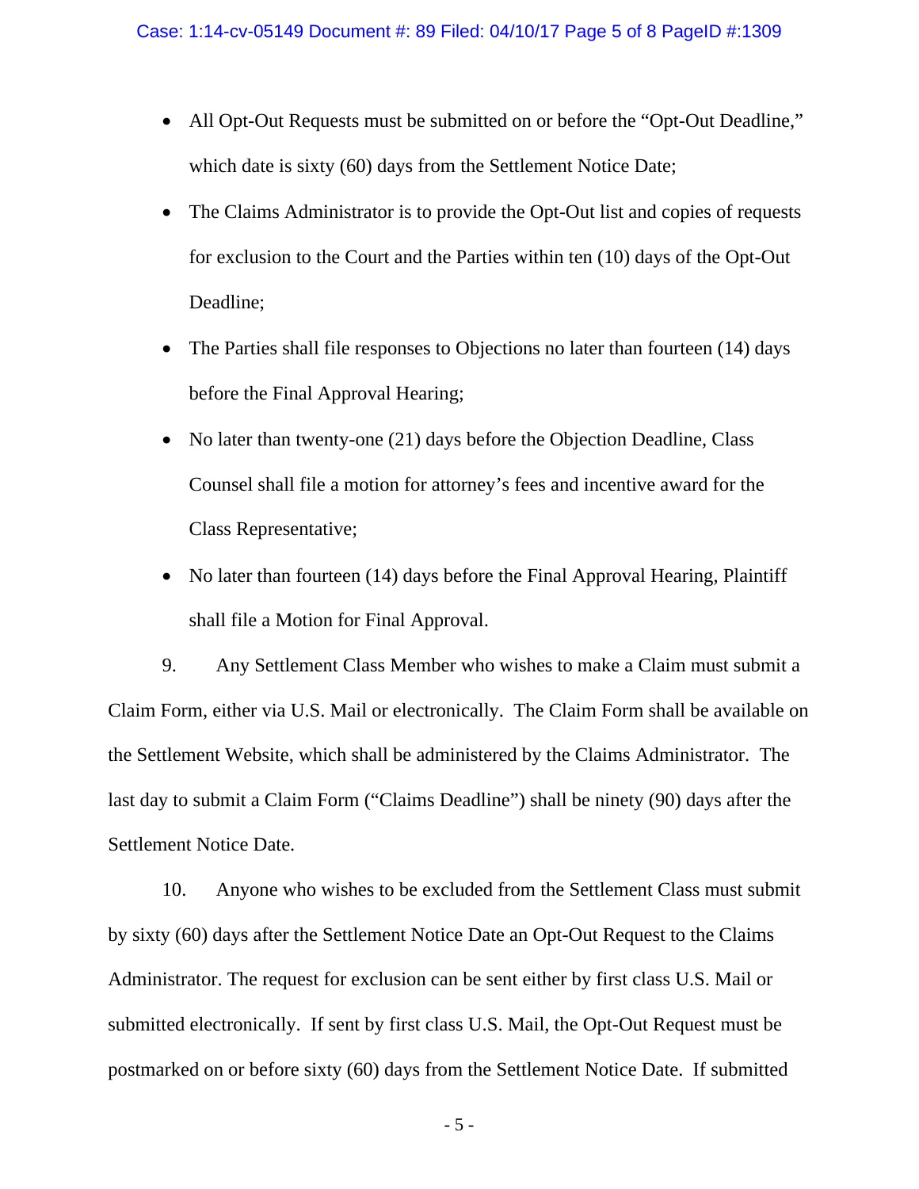- All Opt-Out Requests must be submitted on or before the "Opt-Out Deadline," which date is sixty (60) days from the Settlement Notice Date;
- The Claims Administrator is to provide the Opt-Out list and copies of requests for exclusion to the Court and the Parties within ten (10) days of the Opt-Out Deadline;
- The Parties shall file responses to Objections no later than fourteen (14) days before the Final Approval Hearing;
- No later than twenty-one (21) days before the Objection Deadline, Class Counsel shall file a motion for attorney's fees and incentive award for the Class Representative;
- No later than fourteen (14) days before the Final Approval Hearing, Plaintiff shall file a Motion for Final Approval.

9. Any Settlement Class Member who wishes to make a Claim must submit a Claim Form, either via U.S. Mail or electronically. The Claim Form shall be available on the Settlement Website, which shall be administered by the Claims Administrator. The last day to submit a Claim Form ("Claims Deadline") shall be ninety (90) days after the Settlement Notice Date.

10. Anyone who wishes to be excluded from the Settlement Class must submit by sixty (60) days after the Settlement Notice Date an Opt-Out Request to the Claims Administrator. The request for exclusion can be sent either by first class U.S. Mail or submitted electronically. If sent by first class U.S. Mail, the Opt-Out Request must be postmarked on or before sixty (60) days from the Settlement Notice Date. If submitted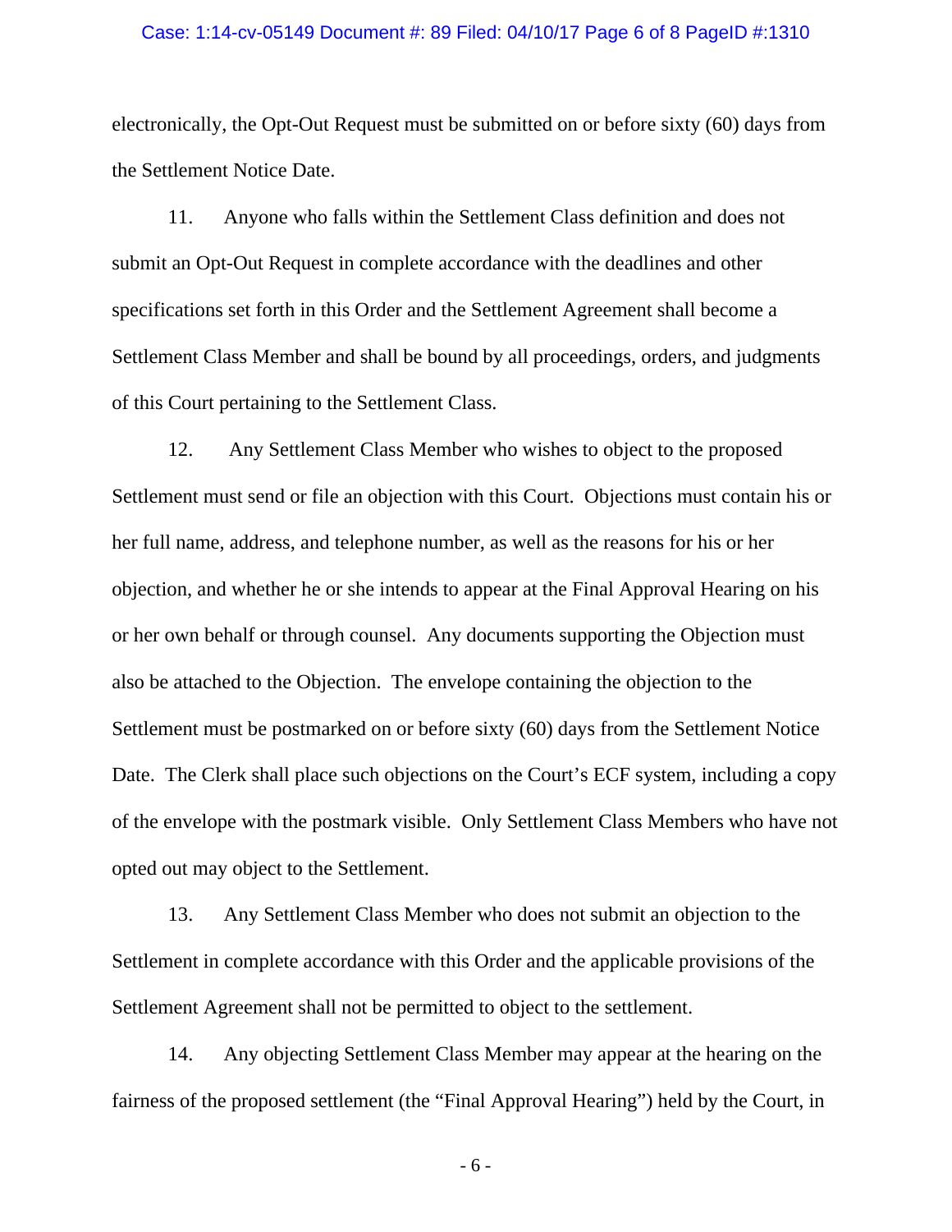electronically, the Opt-Out Request must be submitted on or before sixty (60) days from the Settlement Notice Date.

11. Anyone who falls within the Settlement Class definition and does not submit an Opt-Out Request in complete accordance with the deadlines and other specifications set forth in this Order and the Settlement Agreement shall become a Settlement Class Member and shall be bound by all proceedings, orders, and judgments of this Court pertaining to the Settlement Class.

12. Any Settlement Class Member who wishes to object to the proposed Settlement must send or file an objection with this Court. Objections must contain his or her full name, address, and telephone number, as well as the reasons for his or her objection, and whether he or she intends to appear at the Final Approval Hearing on his or her own behalf or through counsel. Any documents supporting the Objection must also be attached to the Objection. The envelope containing the objection to the Settlement must be postmarked on or before sixty (60) days from the Settlement Notice Date. The Clerk shall place such objections on the Court's ECF system, including a copy of the envelope with the postmark visible. Only Settlement Class Members who have not opted out may object to the Settlement.

13. Any Settlement Class Member who does not submit an objection to the Settlement in complete accordance with this Order and the applicable provisions of the Settlement Agreement shall not be permitted to object to the settlement.

14. Any objecting Settlement Class Member may appear at the hearing on the fairness of the proposed settlement (the "Final Approval Hearing") held by the Court, in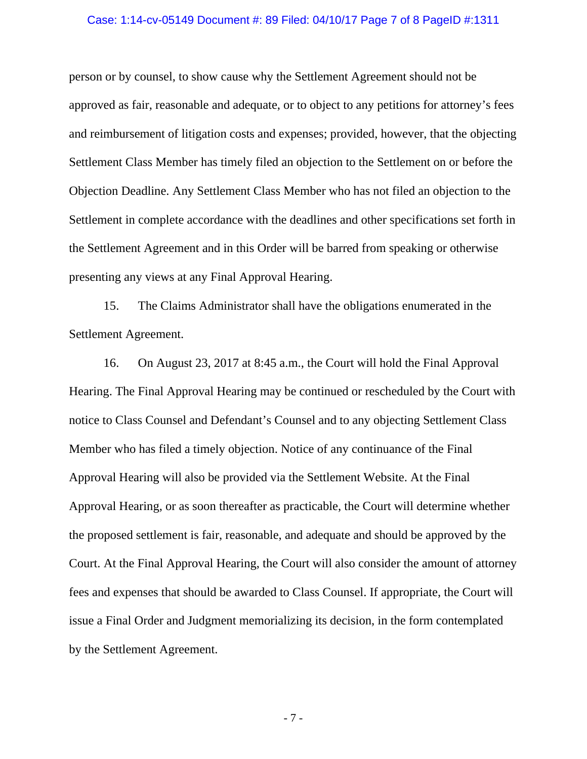person or by counsel, to show cause why the Settlement Agreement should not be approved as fair, reasonable and adequate, or to object to any petitions for attorney's fees and reimbursement of litigation costs and expenses; provided, however, that the objecting Settlement Class Member has timely filed an objection to the Settlement on or before the Objection Deadline. Any Settlement Class Member who has not filed an objection to the Settlement in complete accordance with the deadlines and other specifications set forth in the Settlement Agreement and in this Order will be barred from speaking or otherwise presenting any views at any Final Approval Hearing.

15. The Claims Administrator shall have the obligations enumerated in the Settlement Agreement.

16. On August 23, 2017 at 8:45 a.m., the Court will hold the Final Approval Hearing. The Final Approval Hearing may be continued or rescheduled by the Court with notice to Class Counsel and Defendant's Counsel and to any objecting Settlement Class Member who has filed a timely objection. Notice of any continuance of the Final Approval Hearing will also be provided via the Settlement Website. At the Final Approval Hearing, or as soon thereafter as practicable, the Court will determine whether the proposed settlement is fair, reasonable, and adequate and should be approved by the Court. At the Final Approval Hearing, the Court will also consider the amount of attorney fees and expenses that should be awarded to Class Counsel. If appropriate, the Court will issue a Final Order and Judgment memorializing its decision, in the form contemplated by the Settlement Agreement.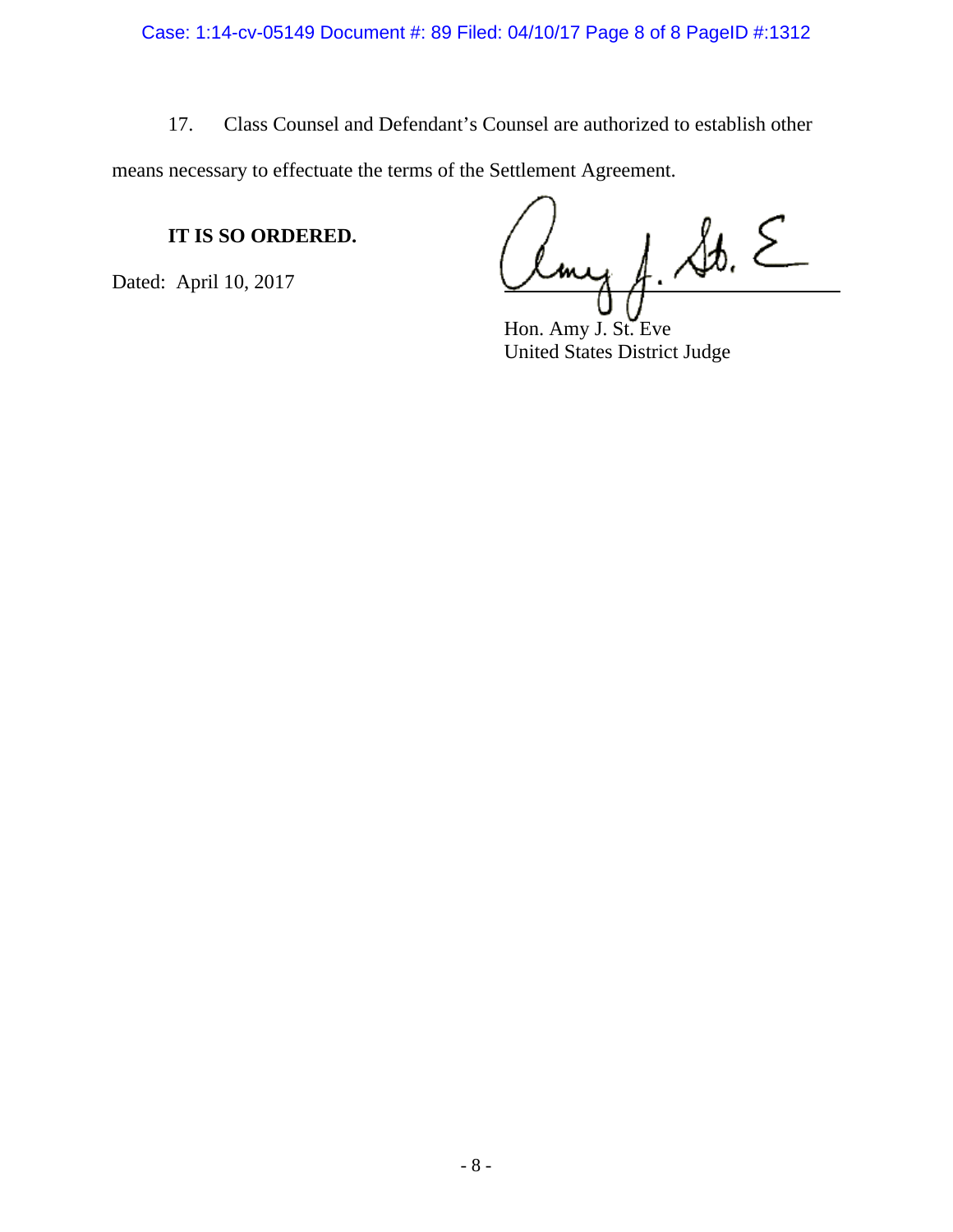17. Class Counsel and Defendant's Counsel are authorized to establish other means necessary to effectuate the terms of the Settlement Agreement.

**IT IS SO ORDERED.**

Dated: April 10, 2017

Hon. Amy J. St. Eve
United States District Judge